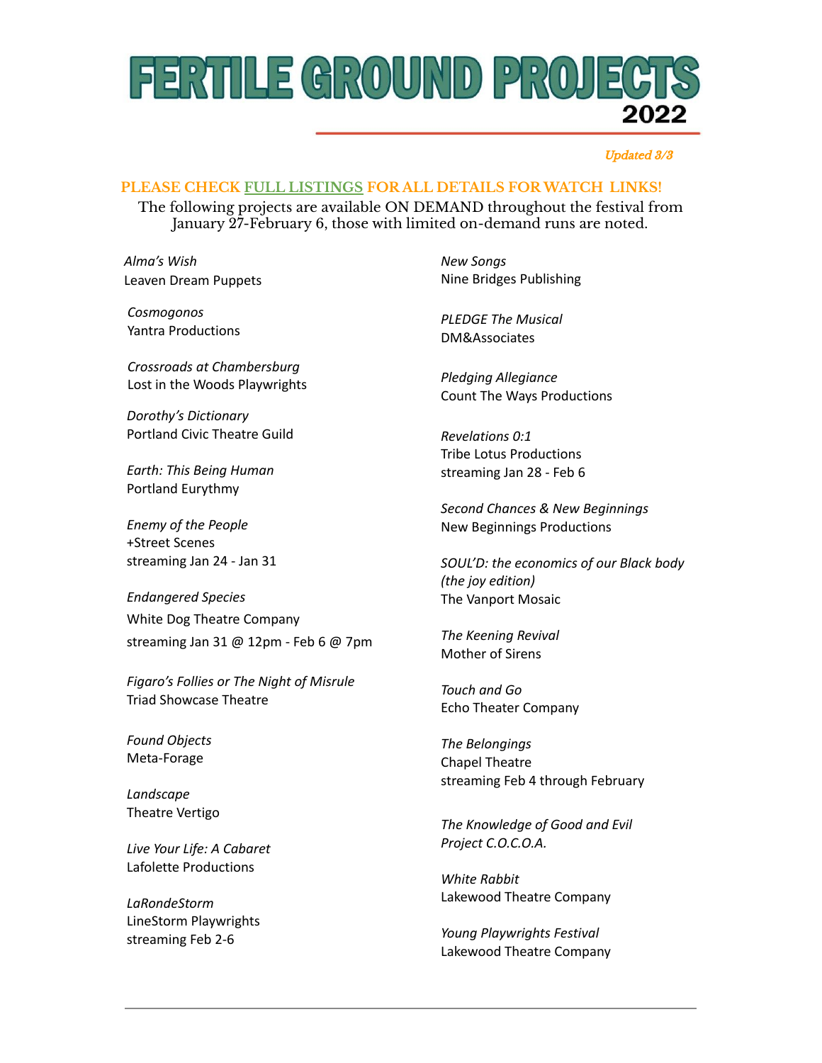# FERTILE GROUND PROJECTS 2022

*Updated 3/3*

**PLEASE CHECK FULL LISTINGS FOR ALL DETAILS FOR WATCH LINKS!**

The following projects are available ON DEMAND throughout the festival from January 27-February 6, those with limited on-demand runs are noted.

*Alma's Wish*
Leaven Dream Puppets

*Cosmogonos*
Yantra Productions

*Crossroads at Chambersburg*
Lost in the Woods Playwrights

*Dorothy's Dictionary*
Portland Civic Theatre Guild

*Earth: This Being Human*
Portland Eurythmy

*Enemy of the People*
+Street Scenes
streaming Jan 24 - Jan 31

*Endangered Species*
White Dog Theatre Company
streaming Jan 31 @ 12pm - Feb 6 @ 7pm

*Figaro's Follies or The Night of Misrule*
Triad Showcase Theatre

*Found Objects*
Meta-Forage

*Landscape*
Theatre Vertigo

*Live Your Life: A Cabaret*
Lafolette Productions

*LaRondeStorm*
LineStorm Playwrights
streaming Feb 2-6

*New Songs*
Nine Bridges Publishing

*PLEDGE The Musical*
DM&Associates

*Pledging Allegiance*
Count The Ways Productions

*Revelations 0:1*
Tribe Lotus Productions
streaming Jan 28 - Feb 6

*Second Chances & New Beginnings*
New Beginnings Productions

*SOUL'D: the economics of our Black body (the joy edition)*
The Vanport Mosaic

*The Keening Revival*
Mother of Sirens

*Touch and Go*
Echo Theater Company

*The Belongings*
Chapel Theatre
streaming Feb 4 through February

*The Knowledge of Good and Evil*
*Project C.O.C.O.A.*

*White Rabbit*
Lakewood Theatre Company

*Young Playwrights Festival*
Lakewood Theatre Company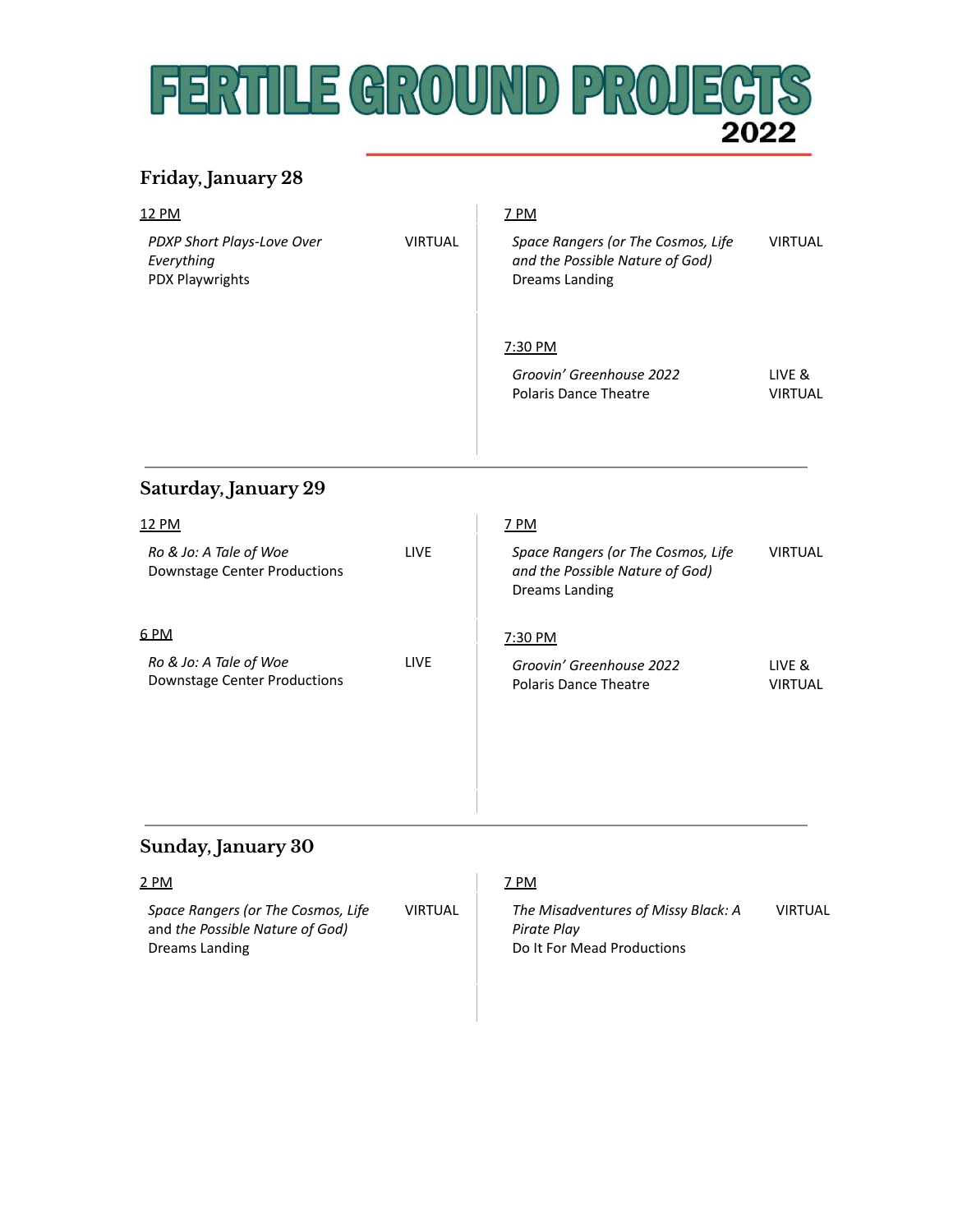# FERTILE GROUND PROJECTS 2022

## Friday, January 28

12 PM

*PDXP Short Plays-Love Over Everything*
PDX Playwrights — VIRTUAL

7 PM

*Space Rangers (or The Cosmos, Life and the Possible Nature of God)*
Dreams Landing — VIRTUAL

7:30 PM

*Groovin' Greenhouse 2022*
Polaris Dance Theatre — LIVE & VIRTUAL

## Saturday, January 29

12 PM

*Ro & Jo: A Tale of Woe*
Downstage Center Productions — LIVE

6 PM

*Ro & Jo: A Tale of Woe*
Downstage Center Productions — LIVE

7 PM

*Space Rangers (or The Cosmos, Life and the Possible Nature of God)*
Dreams Landing — VIRTUAL

7:30 PM

*Groovin' Greenhouse 2022*
Polaris Dance Theatre — LIVE & VIRTUAL

## Sunday, January 30

2 PM

*Space Rangers (or The Cosmos, Life* and *the Possible Nature of God)*
Dreams Landing — VIRTUAL

7 PM

*The Misadventures of Missy Black: A Pirate Play*
Do It For Mead Productions — VIRTUAL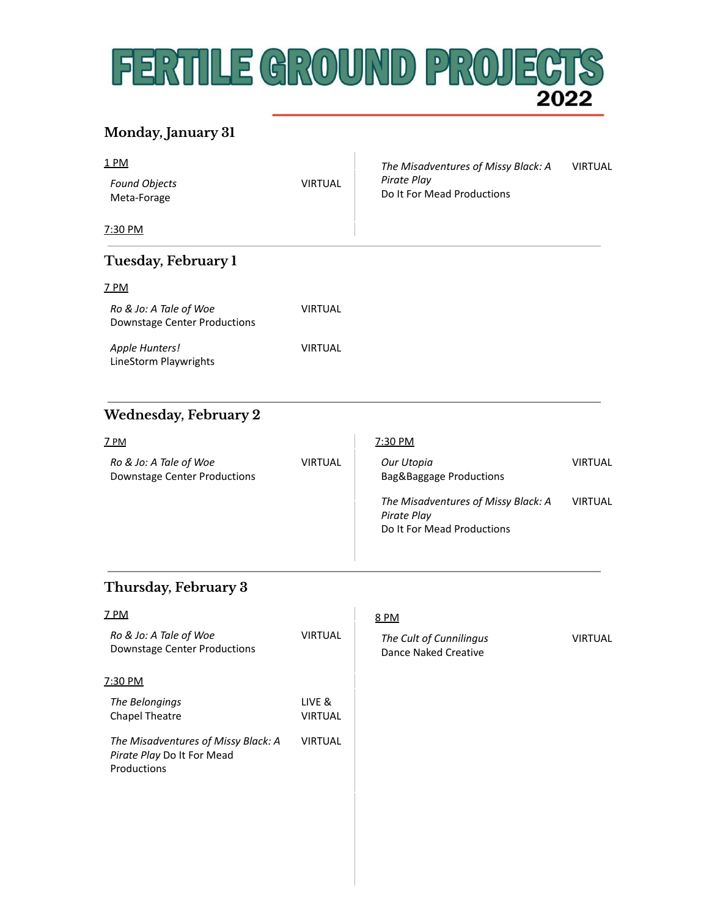# FERTILE GROUND PROJECTS 2022

## Monday, January 31

1 PM

*Found Objects*
Meta-Forage — VIRTUAL

7:30 PM

*The Misadventures of Missy Black: A Pirate Play*
Do It For Mead Productions — VIRTUAL

## Tuesday, February 1

7 PM

*Ro & Jo: A Tale of Woe*
Downstage Center Productions — VIRTUAL

*Apple Hunters!*
LineStorm Playwrights — VIRTUAL

## Wednesday, February 2

7 PM

*Ro & Jo: A Tale of Woe*
Downstage Center Productions — VIRTUAL

7:30 PM

*Our Utopia*
Bag&Baggage Productions — VIRTUAL

*The Misadventures of Missy Black: A Pirate Play*
Do It For Mead Productions — VIRTUAL

## Thursday, February 3

7 PM

*Ro & Jo: A Tale of Woe*
Downstage Center Productions — VIRTUAL

7:30 PM

*The Belongings*
Chapel Theatre — LIVE & VIRTUAL

*The Misadventures of Missy Black: A Pirate Play* Do It For Mead Productions — VIRTUAL

8 PM

*The Cult of Cunnilingus*
Dance Naked Creative — VIRTUAL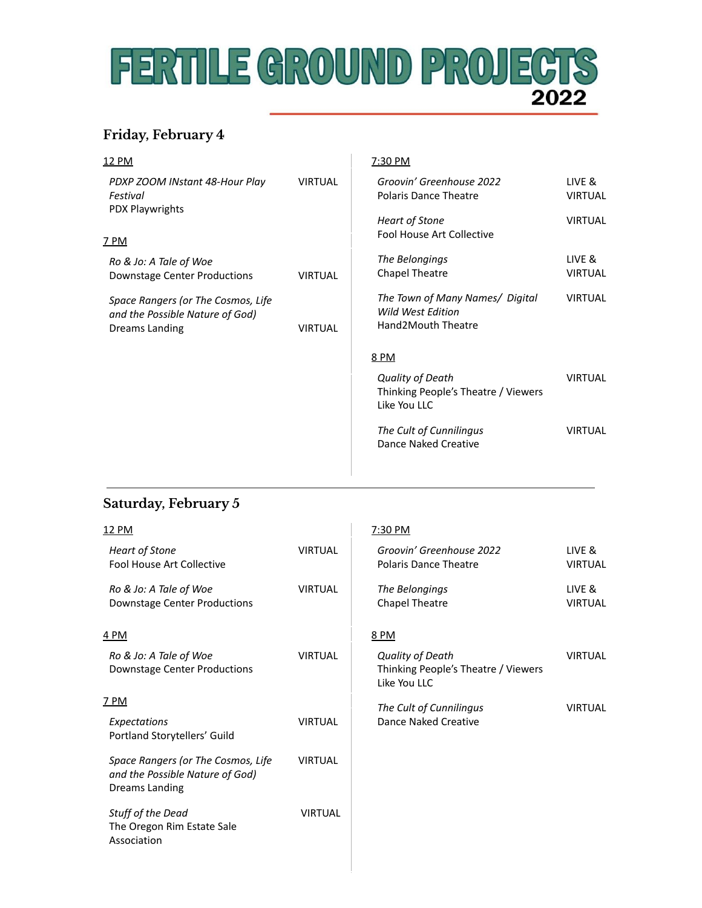# FERTILE GROUND PROJECTS 2022

## Friday, February 4

12 PM

*PDXP ZOOM INstant 48-Hour Play Festival*
PDX Playwrights — VIRTUAL

7 PM

*Ro & Jo: A Tale of Woe*
Downstage Center Productions — VIRTUAL

*Space Rangers (or The Cosmos, Life and the Possible Nature of God)*
Dreams Landing — VIRTUAL

7:30 PM

*Groovin' Greenhouse 2022*
Polaris Dance Theatre — LIVE & VIRTUAL

*Heart of Stone*
Fool House Art Collective — VIRTUAL

*The Belongings*
Chapel Theatre — LIVE & VIRTUAL

*The Town of Many Names/ Digital Wild West Edition*
Hand2Mouth Theatre — VIRTUAL

8 PM

*Quality of Death*
Thinking People's Theatre / Viewers Like You LLC — VIRTUAL

*The Cult of Cunnilingus*
Dance Naked Creative — VIRTUAL

## Saturday, February 5

12 PM

*Heart of Stone*
Fool House Art Collective — VIRTUAL

*Ro & Jo: A Tale of Woe*
Downstage Center Productions — VIRTUAL

4 PM

*Ro & Jo: A Tale of Woe*
Downstage Center Productions — VIRTUAL

7 PM

*Expectations*
Portland Storytellers' Guild — VIRTUAL

*Space Rangers (or The Cosmos, Life and the Possible Nature of God)*
Dreams Landing — VIRTUAL

*Stuff of the Dead*
The Oregon Rim Estate Sale Association — VIRTUAL

7:30 PM

*Groovin' Greenhouse 2022*
Polaris Dance Theatre — LIVE & VIRTUAL

*The Belongings*
Chapel Theatre — LIVE & VIRTUAL

8 PM

*Quality of Death*
Thinking People's Theatre / Viewers Like You LLC — VIRTUAL

*The Cult of Cunnilingus*
Dance Naked Creative — VIRTUAL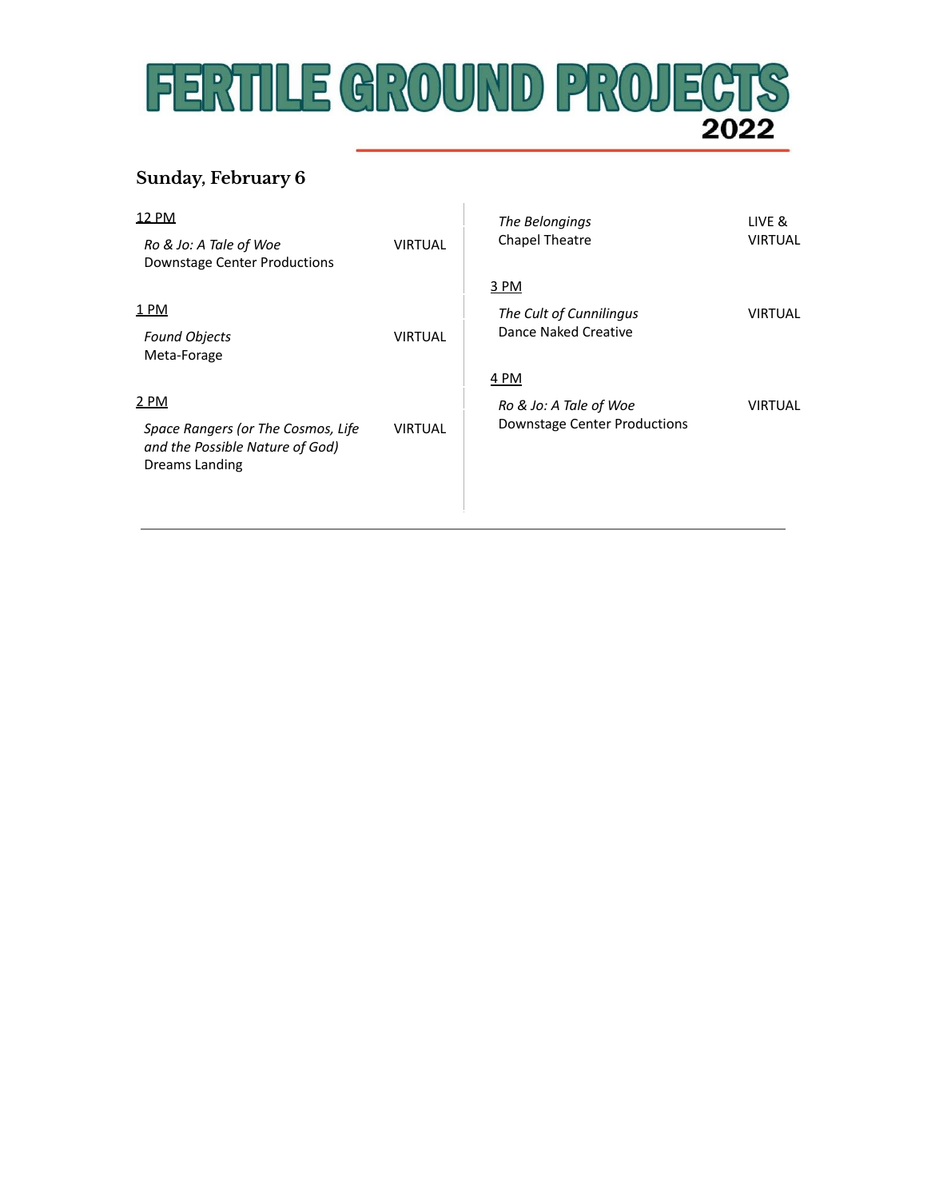# FERTILE GROUND PROJECTS 2022

## Sunday, February 6

12 PM

*Ro & Jo: A Tale of Woe* — VIRTUAL
Downstage Center Productions

1 PM

*Found Objects* — VIRTUAL
Meta-Forage

2 PM

*Space Rangers (or The Cosmos, Life and the Possible Nature of God)* — VIRTUAL
Dreams Landing

*The Belongings* — LIVE & VIRTUAL
Chapel Theatre

3 PM

*The Cult of Cunnilingus* — VIRTUAL
Dance Naked Creative

4 PM

*Ro & Jo: A Tale of Woe* — VIRTUAL
Downstage Center Productions